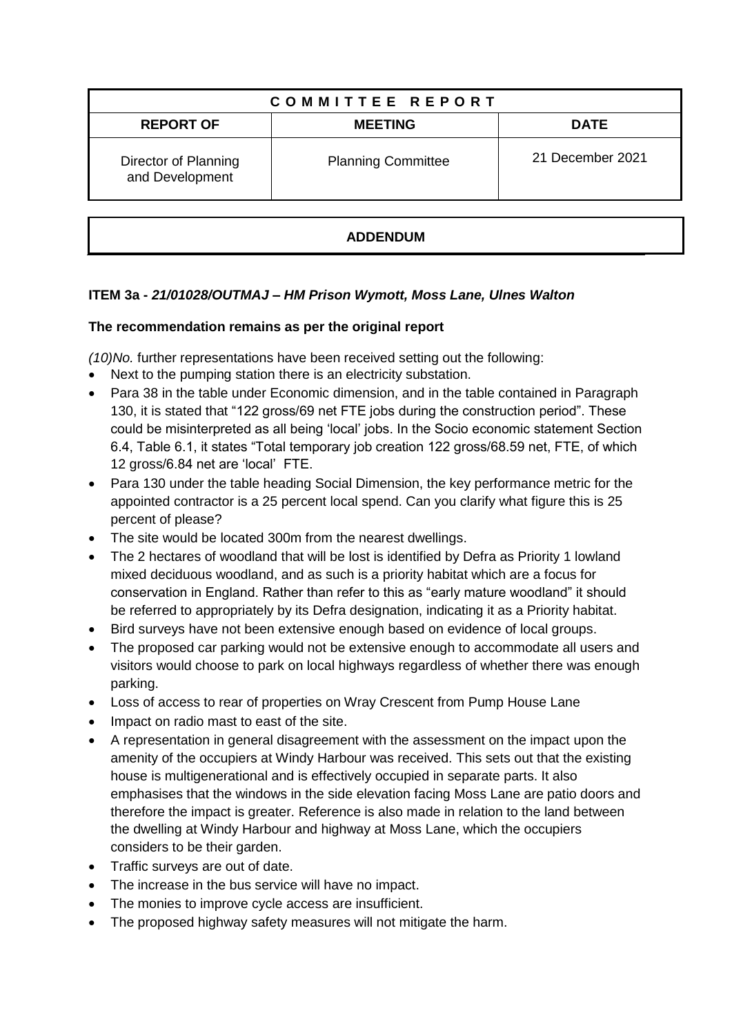| COMMITTEE REPORT | | |
|---|---|---|
| **REPORT OF** | **MEETING** | **DATE** |
| Director of Planning and Development | Planning Committee | 21 December 2021 |

| **ADDENDUM** |
|---|

**ITEM 3a -** ***21/01028/OUTMAJ – HM Prison Wymott, Moss Lane, Ulnes Walton***

**The recommendation remains as per the original report**

*(10)No.* further representations have been received setting out the following:

- Next to the pumping station there is an electricity substation.
- Para 38 in the table under Economic dimension, and in the table contained in Paragraph 130, it is stated that "122 gross/69 net FTE jobs during the construction period". These could be misinterpreted as all being 'local' jobs. In the Socio economic statement Section 6.4, Table 6.1, it states "Total temporary job creation 122 gross/68.59 net, FTE, of which 12 gross/6.84 net are 'local' FTE.
- Para 130 under the table heading Social Dimension, the key performance metric for the appointed contractor is a 25 percent local spend. Can you clarify what figure this is 25 percent of please?
- The site would be located 300m from the nearest dwellings.
- The 2 hectares of woodland that will be lost is identified by Defra as Priority 1 lowland mixed deciduous woodland, and as such is a priority habitat which are a focus for conservation in England. Rather than refer to this as "early mature woodland" it should be referred to appropriately by its Defra designation, indicating it as a Priority habitat.
- Bird surveys have not been extensive enough based on evidence of local groups.
- The proposed car parking would not be extensive enough to accommodate all users and visitors would choose to park on local highways regardless of whether there was enough parking.
- Loss of access to rear of properties on Wray Crescent from Pump House Lane
- Impact on radio mast to east of the site.
- A representation in general disagreement with the assessment on the impact upon the amenity of the occupiers at Windy Harbour was received. This sets out that the existing house is multigenerational and is effectively occupied in separate parts. It also emphasises that the windows in the side elevation facing Moss Lane are patio doors and therefore the impact is greater. Reference is also made in relation to the land between the dwelling at Windy Harbour and highway at Moss Lane, which the occupiers considers to be their garden.
- Traffic surveys are out of date.
- The increase in the bus service will have no impact.
- The monies to improve cycle access are insufficient.
- The proposed highway safety measures will not mitigate the harm.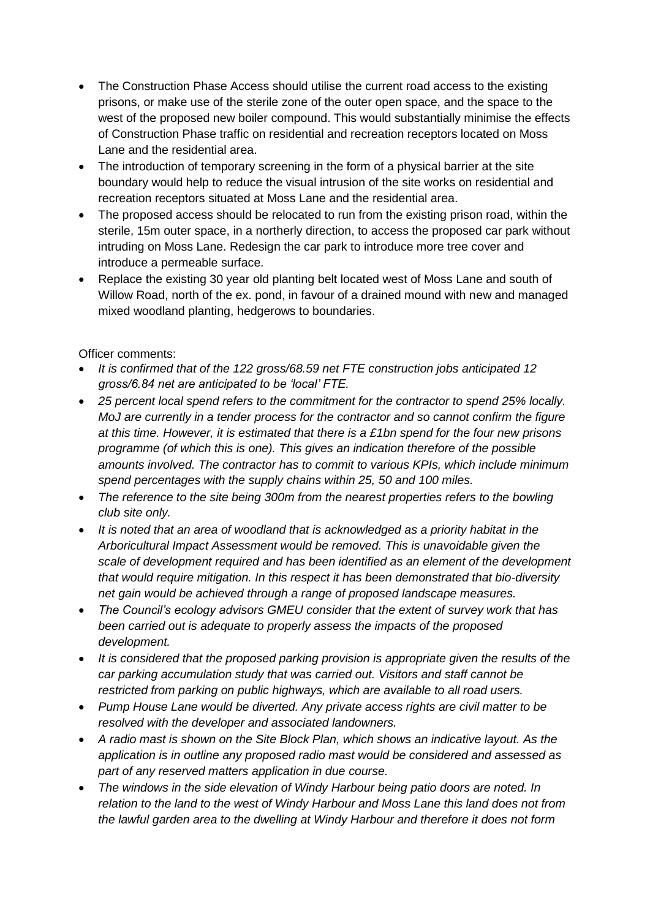- The Construction Phase Access should utilise the current road access to the existing prisons, or make use of the sterile zone of the outer open space, and the space to the west of the proposed new boiler compound. This would substantially minimise the effects of Construction Phase traffic on residential and recreation receptors located on Moss Lane and the residential area.
- The introduction of temporary screening in the form of a physical barrier at the site boundary would help to reduce the visual intrusion of the site works on residential and recreation receptors situated at Moss Lane and the residential area.
- The proposed access should be relocated to run from the existing prison road, within the sterile, 15m outer space, in a northerly direction, to access the proposed car park without intruding on Moss Lane. Redesign the car park to introduce more tree cover and introduce a permeable surface.
- Replace the existing 30 year old planting belt located west of Moss Lane and south of Willow Road, north of the ex. pond, in favour of a drained mound with new and managed mixed woodland planting, hedgerows to boundaries.

Officer comments:

- *It is confirmed that of the 122 gross/68.59 net FTE construction jobs anticipated 12 gross/6.84 net are anticipated to be 'local' FTE.*
- *25 percent local spend refers to the commitment for the contractor to spend 25% locally. MoJ are currently in a tender process for the contractor and so cannot confirm the figure at this time. However, it is estimated that there is a £1bn spend for the four new prisons programme (of which this is one). This gives an indication therefore of the possible amounts involved. The contractor has to commit to various KPIs, which include minimum spend percentages with the supply chains within 25, 50 and 100 miles.*
- *The reference to the site being 300m from the nearest properties refers to the bowling club site only.*
- *It is noted that an area of woodland that is acknowledged as a priority habitat in the Arboricultural Impact Assessment would be removed. This is unavoidable given the scale of development required and has been identified as an element of the development that would require mitigation. In this respect it has been demonstrated that bio-diversity net gain would be achieved through a range of proposed landscape measures.*
- *The Council's ecology advisors GMEU consider that the extent of survey work that has been carried out is adequate to properly assess the impacts of the proposed development.*
- *It is considered that the proposed parking provision is appropriate given the results of the car parking accumulation study that was carried out. Visitors and staff cannot be restricted from parking on public highways, which are available to all road users.*
- *Pump House Lane would be diverted. Any private access rights are civil matter to be resolved with the developer and associated landowners.*
- *A radio mast is shown on the Site Block Plan, which shows an indicative layout. As the application is in outline any proposed radio mast would be considered and assessed as part of any reserved matters application in due course.*
- *The windows in the side elevation of Windy Harbour being patio doors are noted. In relation to the land to the west of Windy Harbour and Moss Lane this land does not from the lawful garden area to the dwelling at Windy Harbour and therefore it does not form*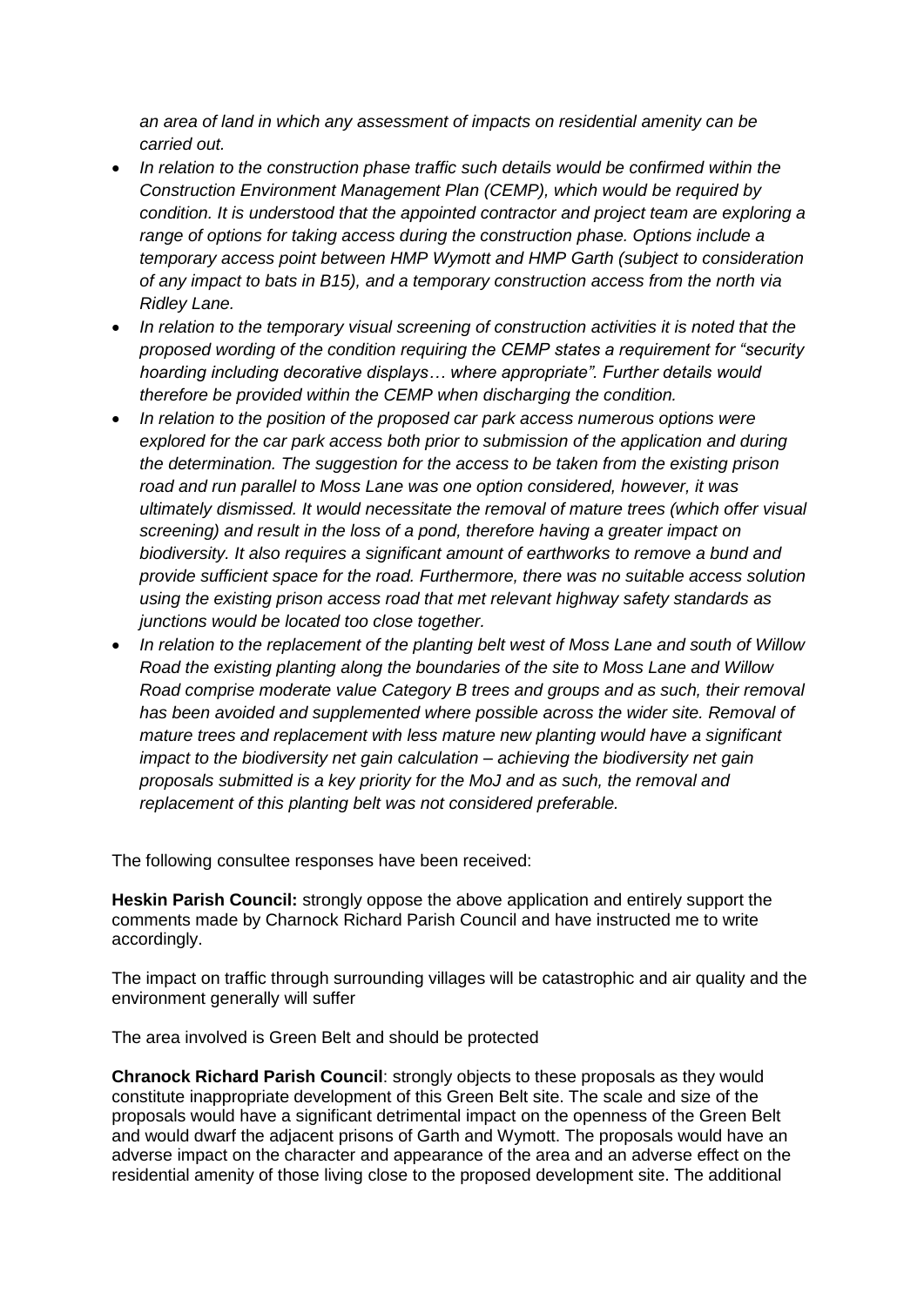*an area of land in which any assessment of impacts on residential amenity can be carried out.*

- *In relation to the construction phase traffic such details would be confirmed within the Construction Environment Management Plan (CEMP), which would be required by condition. It is understood that the appointed contractor and project team are exploring a range of options for taking access during the construction phase. Options include a temporary access point between HMP Wymott and HMP Garth (subject to consideration of any impact to bats in B15), and a temporary construction access from the north via Ridley Lane.*
- *In relation to the temporary visual screening of construction activities it is noted that the proposed wording of the condition requiring the CEMP states a requirement for "security hoarding including decorative displays… where appropriate". Further details would therefore be provided within the CEMP when discharging the condition.*
- *In relation to the position of the proposed car park access numerous options were explored for the car park access both prior to submission of the application and during the determination. The suggestion for the access to be taken from the existing prison road and run parallel to Moss Lane was one option considered, however, it was ultimately dismissed. It would necessitate the removal of mature trees (which offer visual screening) and result in the loss of a pond, therefore having a greater impact on biodiversity. It also requires a significant amount of earthworks to remove a bund and provide sufficient space for the road. Furthermore, there was no suitable access solution using the existing prison access road that met relevant highway safety standards as junctions would be located too close together.*
- *In relation to the replacement of the planting belt west of Moss Lane and south of Willow Road the existing planting along the boundaries of the site to Moss Lane and Willow Road comprise moderate value Category B trees and groups and as such, their removal has been avoided and supplemented where possible across the wider site. Removal of mature trees and replacement with less mature new planting would have a significant impact to the biodiversity net gain calculation – achieving the biodiversity net gain proposals submitted is a key priority for the MoJ and as such, the removal and replacement of this planting belt was not considered preferable.*

The following consultee responses have been received:

**Heskin Parish Council:** strongly oppose the above application and entirely support the comments made by Charnock Richard Parish Council and have instructed me to write accordingly.

The impact on traffic through surrounding villages will be catastrophic and air quality and the environment generally will suffer

The area involved is Green Belt and should be protected

**Chranock Richard Parish Council**: strongly objects to these proposals as they would constitute inappropriate development of this Green Belt site. The scale and size of the proposals would have a significant detrimental impact on the openness of the Green Belt and would dwarf the adjacent prisons of Garth and Wymott. The proposals would have an adverse impact on the character and appearance of the area and an adverse effect on the residential amenity of those living close to the proposed development site. The additional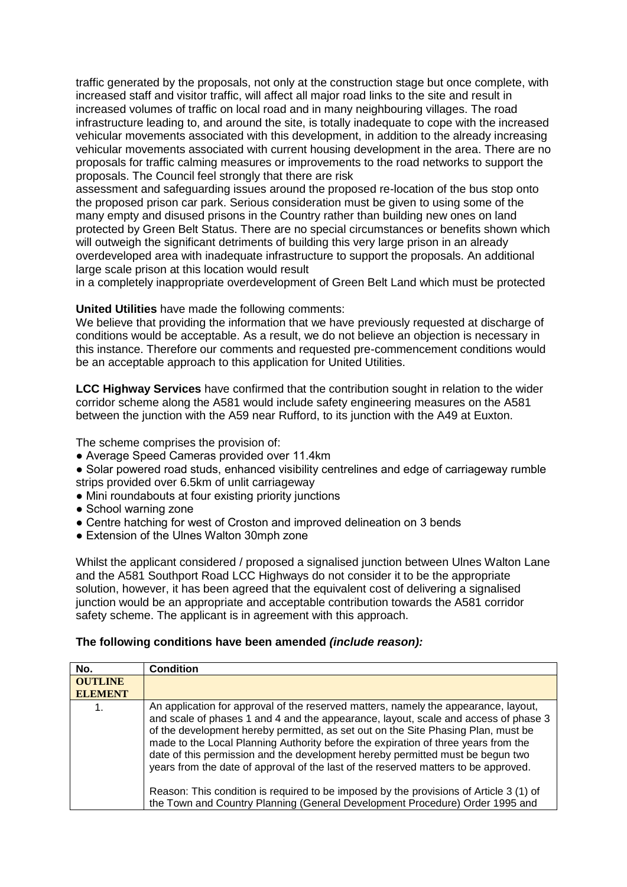traffic generated by the proposals, not only at the construction stage but once complete, with increased staff and visitor traffic, will affect all major road links to the site and result in increased volumes of traffic on local road and in many neighbouring villages. The road infrastructure leading to, and around the site, is totally inadequate to cope with the increased vehicular movements associated with this development, in addition to the already increasing vehicular movements associated with current housing development in the area. There are no proposals for traffic calming measures or improvements to the road networks to support the proposals. The Council feel strongly that there are risk assessment and safeguarding issues around the proposed re-location of the bus stop onto the proposed prison car park. Serious consideration must be given to using some of the many empty and disused prisons in the Country rather than building new ones on land protected by Green Belt Status. There are no special circumstances or benefits shown which will outweigh the significant detriments of building this very large prison in an already overdeveloped area with inadequate infrastructure to support the proposals. An additional large scale prison at this location would result in a completely inappropriate overdevelopment of Green Belt Land which must be protected

**United Utilities** have made the following comments:
We believe that providing the information that we have previously requested at discharge of conditions would be acceptable. As a result, we do not believe an objection is necessary in this instance. Therefore our comments and requested pre-commencement conditions would be an acceptable approach to this application for United Utilities.

**LCC Highway Services** have confirmed that the contribution sought in relation to the wider corridor scheme along the A581 would include safety engineering measures on the A581 between the junction with the A59 near Rufford, to its junction with the A49 at Euxton.

The scheme comprises the provision of:

- Average Speed Cameras provided over 11.4km
- Solar powered road studs, enhanced visibility centrelines and edge of carriageway rumble strips provided over 6.5km of unlit carriageway
- Mini roundabouts at four existing priority junctions
- School warning zone
- Centre hatching for west of Croston and improved delineation on 3 bends
- Extension of the Ulnes Walton 30mph zone

Whilst the applicant considered / proposed a signalised junction between Ulnes Walton Lane and the A581 Southport Road LCC Highways do not consider it to be the appropriate solution, however, it has been agreed that the equivalent cost of delivering a signalised junction would be an appropriate and acceptable contribution towards the A581 corridor safety scheme. The applicant is in agreement with this approach.

**The following conditions have been amended *(include reason):***

| No. | Condition |
|---|---|
| **OUTLINE ELEMENT** | |
| 1. | An application for approval of the reserved matters, namely the appearance, layout, and scale of phases 1 and 4 and the appearance, layout, scale and access of phase 3 of the development hereby permitted, as set out on the Site Phasing Plan, must be made to the Local Planning Authority before the expiration of three years from the date of this permission and the development hereby permitted must be begun two years from the date of approval of the last of the reserved matters to be approved.<br><br>Reason: This condition is required to be imposed by the provisions of Article 3 (1) of the Town and Country Planning (General Development Procedure) Order 1995 and |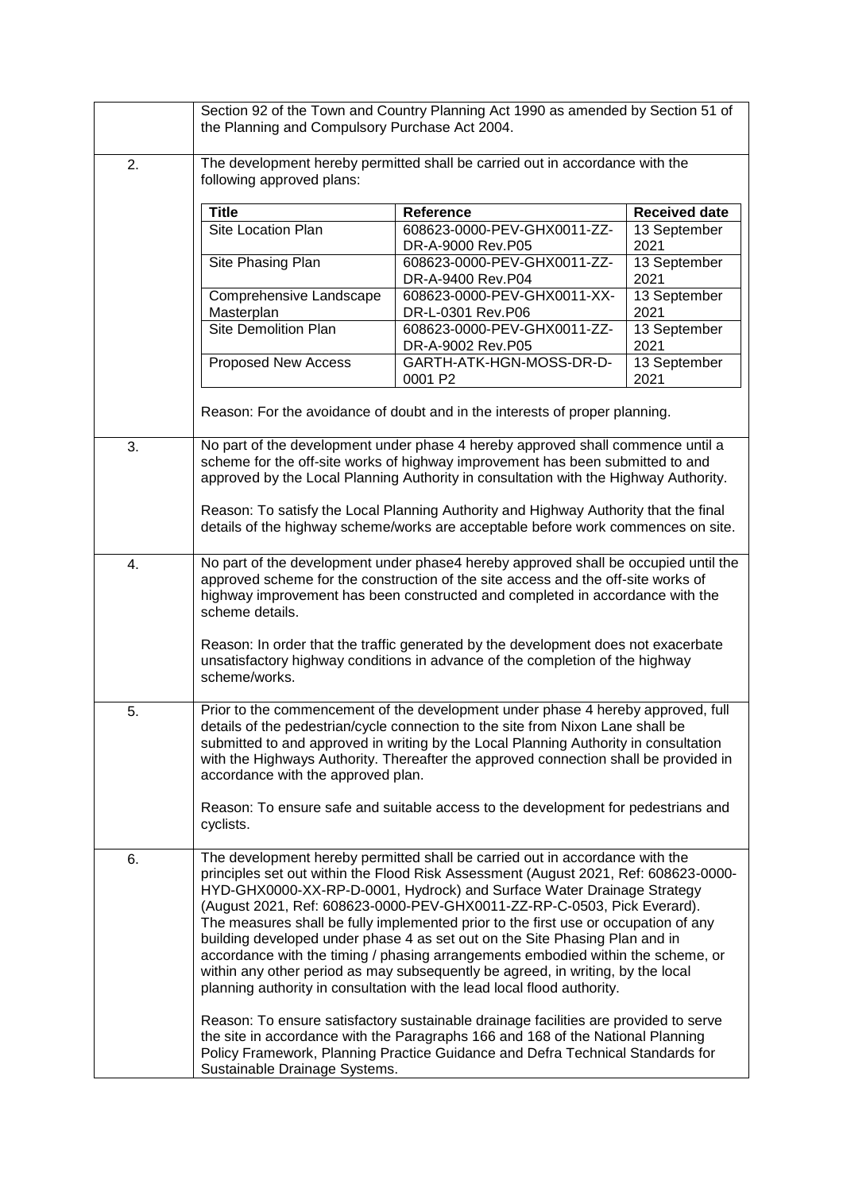| | |
|---|---|
| | Section 92 of the Town and Country Planning Act 1990 as amended by Section 51 of the Planning and Compulsory Purchase Act 2004. |
| 2. | The development hereby permitted shall be carried out in accordance with the following approved plans: |

| Title | Reference | Received date |
|---|---|---|
| Site Location Plan | 608623-0000-PEV-GHX0011-ZZ-DR-A-9000 Rev.P05 | 13 September 2021 |
| Site Phasing Plan | 608623-0000-PEV-GHX0011-ZZ-DR-A-9400 Rev.P04 | 13 September 2021 |
| Comprehensive Landscape Masterplan | 608623-0000-PEV-GHX0011-XX-DR-L-0301 Rev.P06 | 13 September 2021 |
| Site Demolition Plan | 608623-0000-PEV-GHX0011-ZZ-DR-A-9002 Rev.P05 | 13 September 2021 |
| Proposed New Access | GARTH-ATK-HGN-MOSS-DR-D-0001 P2 | 13 September 2021 |

| | |
|---|---|
| | Reason: For the avoidance of doubt and in the interests of proper planning. |
| 3. | No part of the development under phase 4 hereby approved shall commence until a scheme for the off-site works of highway improvement has been submitted to and approved by the Local Planning Authority in consultation with the Highway Authority.<br><br>Reason: To satisfy the Local Planning Authority and Highway Authority that the final details of the highway scheme/works are acceptable before work commences on site. |
| 4. | No part of the development under phase4 hereby approved shall be occupied until the approved scheme for the construction of the site access and the off-site works of highway improvement has been constructed and completed in accordance with the scheme details.<br><br>Reason: In order that the traffic generated by the development does not exacerbate unsatisfactory highway conditions in advance of the completion of the highway scheme/works. |
| 5. | Prior to the commencement of the development under phase 4 hereby approved, full details of the pedestrian/cycle connection to the site from Nixon Lane shall be submitted to and approved in writing by the Local Planning Authority in consultation with the Highways Authority. Thereafter the approved connection shall be provided in accordance with the approved plan.<br><br>Reason: To ensure safe and suitable access to the development for pedestrians and cyclists. |
| 6. | The development hereby permitted shall be carried out in accordance with the principles set out within the Flood Risk Assessment (August 2021, Ref: 608623-0000-HYD-GHX0000-XX-RP-D-0001, Hydrock) and Surface Water Drainage Strategy (August 2021, Ref: 608623-0000-PEV-GHX0011-ZZ-RP-C-0503, Pick Everard). The measures shall be fully implemented prior to the first use or occupation of any building developed under phase 4 as set out on the Site Phasing Plan and in accordance with the timing / phasing arrangements embodied within the scheme, or within any other period as may subsequently be agreed, in writing, by the local planning authority in consultation with the lead local flood authority.<br><br>Reason: To ensure satisfactory sustainable drainage facilities are provided to serve the site in accordance with the Paragraphs 166 and 168 of the National Planning Policy Framework, Planning Practice Guidance and Defra Technical Standards for Sustainable Drainage Systems. |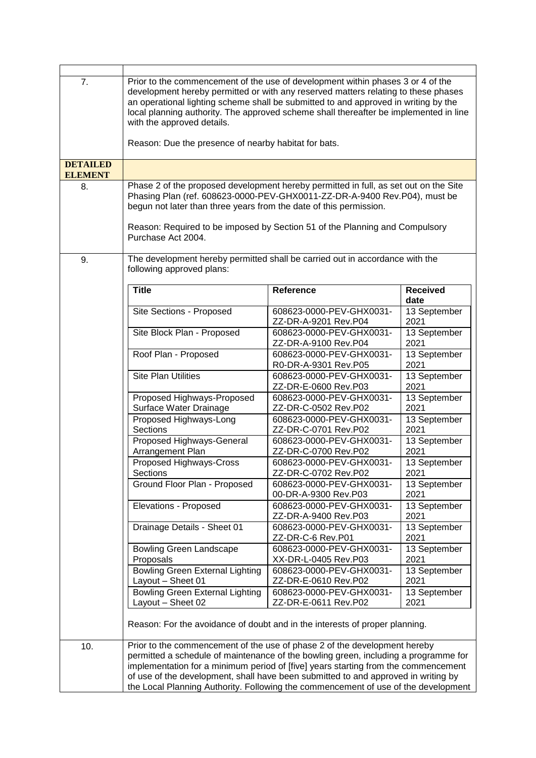| | |
|---|---|
| 7. | Prior to the commencement of the use of development within phases 3 or 4 of the development hereby permitted or with any reserved matters relating to these phases an operational lighting scheme shall be submitted to and approved in writing by the local planning authority. The approved scheme shall thereafter be implemented in line with the approved details.<br><br>Reason: Due the presence of nearby habitat for bats. |
| **DETAILED ELEMENT** | |
| 8. | Phase 2 of the proposed development hereby permitted in full, as set out on the Site Phasing Plan (ref. 608623-0000-PEV-GHX0011-ZZ-DR-A-9400 Rev.P04), must be begun not later than three years from the date of this permission.<br><br>Reason: Required to be imposed by Section 51 of the Planning and Compulsory Purchase Act 2004. |
| 9. | The development hereby permitted shall be carried out in accordance with the following approved plans: |

| Title | Reference | Received date |
|---|---|---|
| Site Sections - Proposed | 608623-0000-PEV-GHX0031-ZZ-DR-A-9201 Rev.P04 | 13 September 2021 |
| Site Block Plan - Proposed | 608623-0000-PEV-GHX0031-ZZ-DR-A-9100 Rev.P04 | 13 September 2021 |
| Roof Plan - Proposed | 608623-0000-PEV-GHX0031-R0-DR-A-9301 Rev.P05 | 13 September 2021 |
| Site Plan Utilities | 608623-0000-PEV-GHX0031-ZZ-DR-E-0600 Rev.P03 | 13 September 2021 |
| Proposed Highways-Proposed Surface Water Drainage | 608623-0000-PEV-GHX0031-ZZ-DR-C-0502 Rev.P02 | 13 September 2021 |
| Proposed Highways-Long Sections | 608623-0000-PEV-GHX0031-ZZ-DR-C-0701 Rev.P02 | 13 September 2021 |
| Proposed Highways-General Arrangement Plan | 608623-0000-PEV-GHX0031-ZZ-DR-C-0700 Rev.P02 | 13 September 2021 |
| Proposed Highways-Cross Sections | 608623-0000-PEV-GHX0031-ZZ-DR-C-0702 Rev.P02 | 13 September 2021 |
| Ground Floor Plan - Proposed | 608623-0000-PEV-GHX0031-00-DR-A-9300 Rev.P03 | 13 September 2021 |
| Elevations - Proposed | 608623-0000-PEV-GHX0031-ZZ-DR-A-9400 Rev.P03 | 13 September 2021 |
| Drainage Details - Sheet 01 | 608623-0000-PEV-GHX0031-ZZ-DR-C-6 Rev.P01 | 13 September 2021 |
| Bowling Green Landscape Proposals | 608623-0000-PEV-GHX0031-XX-DR-L-0405 Rev.P03 | 13 September 2021 |
| Bowling Green External Lighting Layout – Sheet 01 | 608623-0000-PEV-GHX0031-ZZ-DR-E-0610 Rev.P02 | 13 September 2021 |
| Bowling Green External Lighting Layout – Sheet 02 | 608623-0000-PEV-GHX0031-ZZ-DR-E-0611 Rev.P02 | 13 September 2021 |

Reason: For the avoidance of doubt and in the interests of proper planning.

| | |
|---|---|
| 10. | Prior to the commencement of the use of phase 2 of the development hereby permitted a schedule of maintenance of the bowling green, including a programme for implementation for a minimum period of [five] years starting from the commencement of use of the development, shall have been submitted to and approved in writing by the Local Planning Authority. Following the commencement of use of the development |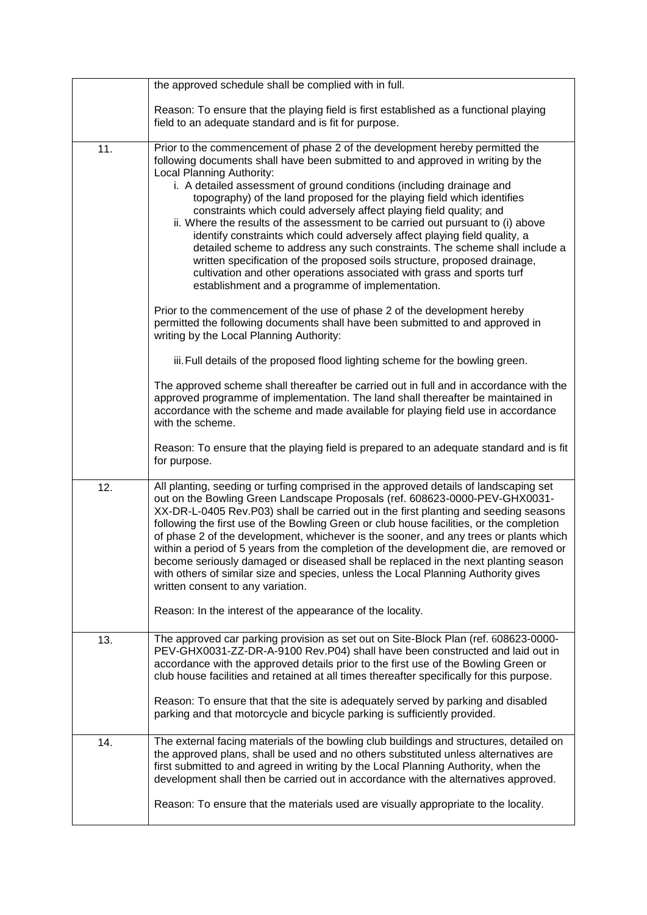| | |
|---|---|
| | the approved schedule shall be complied with in full.<br><br>Reason: To ensure that the playing field is first established as a functional playing field to an adequate standard and is fit for purpose. |
| 11. | Prior to the commencement of phase 2 of the development hereby permitted the following documents shall have been submitted to and approved in writing by the Local Planning Authority:<br>i. A detailed assessment of ground conditions (including drainage and topography) of the land proposed for the playing field which identifies constraints which could adversely affect playing field quality; and<br>ii. Where the results of the assessment to be carried out pursuant to (i) above identify constraints which could adversely affect playing field quality, a detailed scheme to address any such constraints. The scheme shall include a written specification of the proposed soils structure, proposed drainage, cultivation and other operations associated with grass and sports turf establishment and a programme of implementation.<br><br>Prior to the commencement of the use of phase 2 of the development hereby permitted the following documents shall have been submitted to and approved in writing by the Local Planning Authority:<br><br>iii. Full details of the proposed flood lighting scheme for the bowling green.<br><br>The approved scheme shall thereafter be carried out in full and in accordance with the approved programme of implementation. The land shall thereafter be maintained in accordance with the scheme and made available for playing field use in accordance with the scheme.<br><br>Reason: To ensure that the playing field is prepared to an adequate standard and is fit for purpose. |
| 12. | All planting, seeding or turfing comprised in the approved details of landscaping set out on the Bowling Green Landscape Proposals (ref. 608623-0000-PEV-GHX0031-XX-DR-L-0405 Rev.P03) shall be carried out in the first planting and seeding seasons following the first use of the Bowling Green or club house facilities, or the completion of phase 2 of the development, whichever is the sooner, and any trees or plants which within a period of 5 years from the completion of the development die, are removed or become seriously damaged or diseased shall be replaced in the next planting season with others of similar size and species, unless the Local Planning Authority gives written consent to any variation.<br><br>Reason: In the interest of the appearance of the locality. |
| 13. | The approved car parking provision as set out on Site-Block Plan (ref. 608623-0000-PEV-GHX0031-ZZ-DR-A-9100 Rev.P04) shall have been constructed and laid out in accordance with the approved details prior to the first use of the Bowling Green or club house facilities and retained at all times thereafter specifically for this purpose.<br><br>Reason: To ensure that that the site is adequately served by parking and disabled parking and that motorcycle and bicycle parking is sufficiently provided. |
| 14. | The external facing materials of the bowling club buildings and structures, detailed on the approved plans, shall be used and no others substituted unless alternatives are first submitted to and agreed in writing by the Local Planning Authority, when the development shall then be carried out in accordance with the alternatives approved.<br><br>Reason: To ensure that the materials used are visually appropriate to the locality. |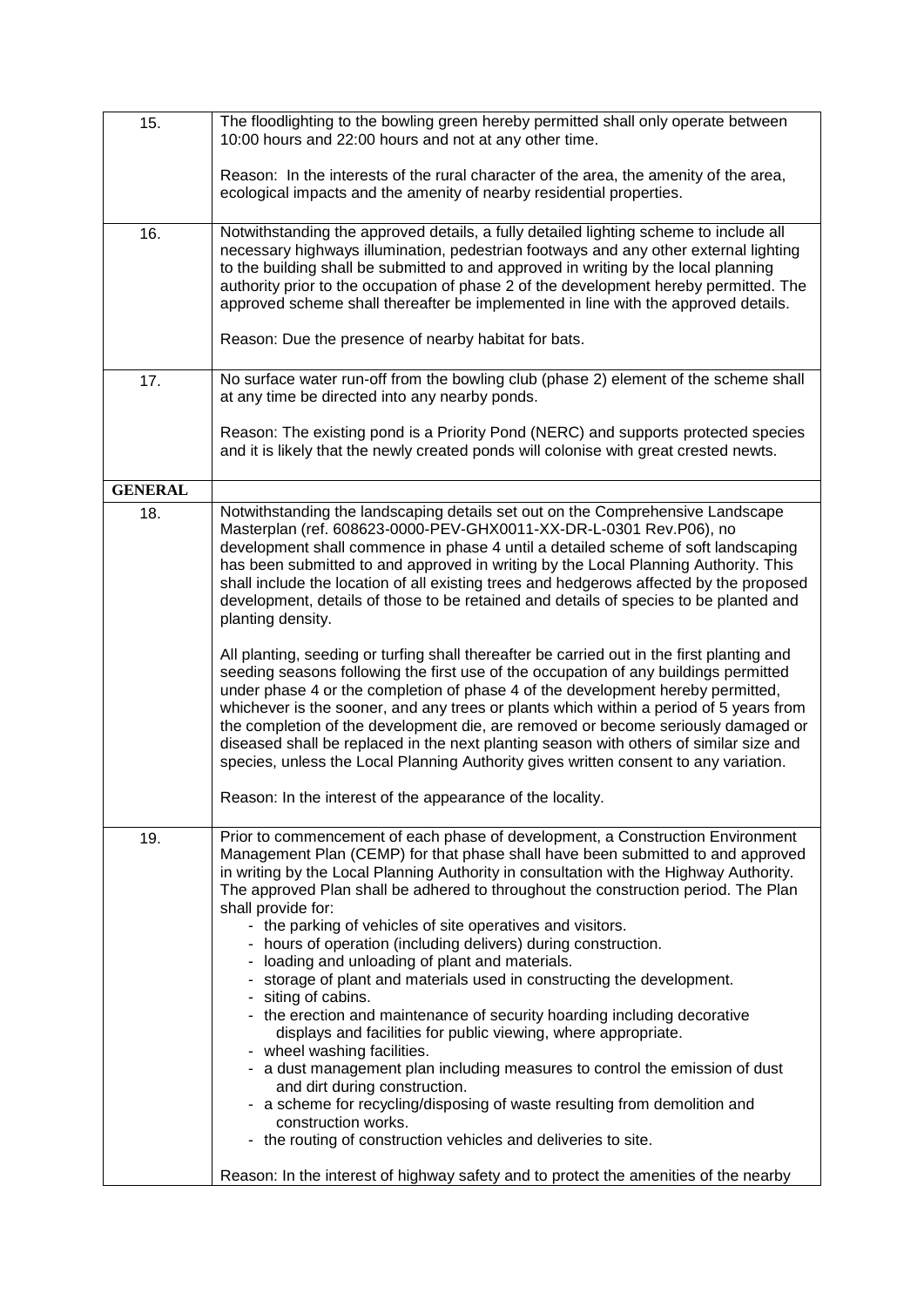| | |
|---|---|
| 15. | The floodlighting to the bowling green hereby permitted shall only operate between 10:00 hours and 22:00 hours and not at any other time.<br><br>Reason: In the interests of the rural character of the area, the amenity of the area, ecological impacts and the amenity of nearby residential properties. |
| 16. | Notwithstanding the approved details, a fully detailed lighting scheme to include all necessary highways illumination, pedestrian footways and any other external lighting to the building shall be submitted to and approved in writing by the local planning authority prior to the occupation of phase 2 of the development hereby permitted. The approved scheme shall thereafter be implemented in line with the approved details.<br><br>Reason: Due the presence of nearby habitat for bats. |
| 17. | No surface water run-off from the bowling club (phase 2) element of the scheme shall at any time be directed into any nearby ponds.<br><br>Reason: The existing pond is a Priority Pond (NERC) and supports protected species and it is likely that the newly created ponds will colonise with great crested newts. |
| **GENERAL** | |
| 18. | Notwithstanding the landscaping details set out on the Comprehensive Landscape Masterplan (ref. 608623-0000-PEV-GHX0011-XX-DR-L-0301 Rev.P06), no development shall commence in phase 4 until a detailed scheme of soft landscaping has been submitted to and approved in writing by the Local Planning Authority. This shall include the location of all existing trees and hedgerows affected by the proposed development, details of those to be retained and details of species to be planted and planting density.<br><br>All planting, seeding or turfing shall thereafter be carried out in the first planting and seeding seasons following the first use of the occupation of any buildings permitted under phase 4 or the completion of phase 4 of the development hereby permitted, whichever is the sooner, and any trees or plants which within a period of 5 years from the completion of the development die, are removed or become seriously damaged or diseased shall be replaced in the next planting season with others of similar size and species, unless the Local Planning Authority gives written consent to any variation.<br><br>Reason: In the interest of the appearance of the locality. |
| 19. | Prior to commencement of each phase of development, a Construction Environment Management Plan (CEMP) for that phase shall have been submitted to and approved in writing by the Local Planning Authority in consultation with the Highway Authority. The approved Plan shall be adhered to throughout the construction period. The Plan shall provide for:<br>- the parking of vehicles of site operatives and visitors.<br>- hours of operation (including delivers) during construction.<br>- loading and unloading of plant and materials.<br>- storage of plant and materials used in constructing the development.<br>- siting of cabins.<br>- the erection and maintenance of security hoarding including decorative displays and facilities for public viewing, where appropriate.<br>- wheel washing facilities.<br>- a dust management plan including measures to control the emission of dust and dirt during construction.<br>- a scheme for recycling/disposing of waste resulting from demolition and construction works.<br>- the routing of construction vehicles and deliveries to site.<br><br>Reason: In the interest of highway safety and to protect the amenities of the nearby |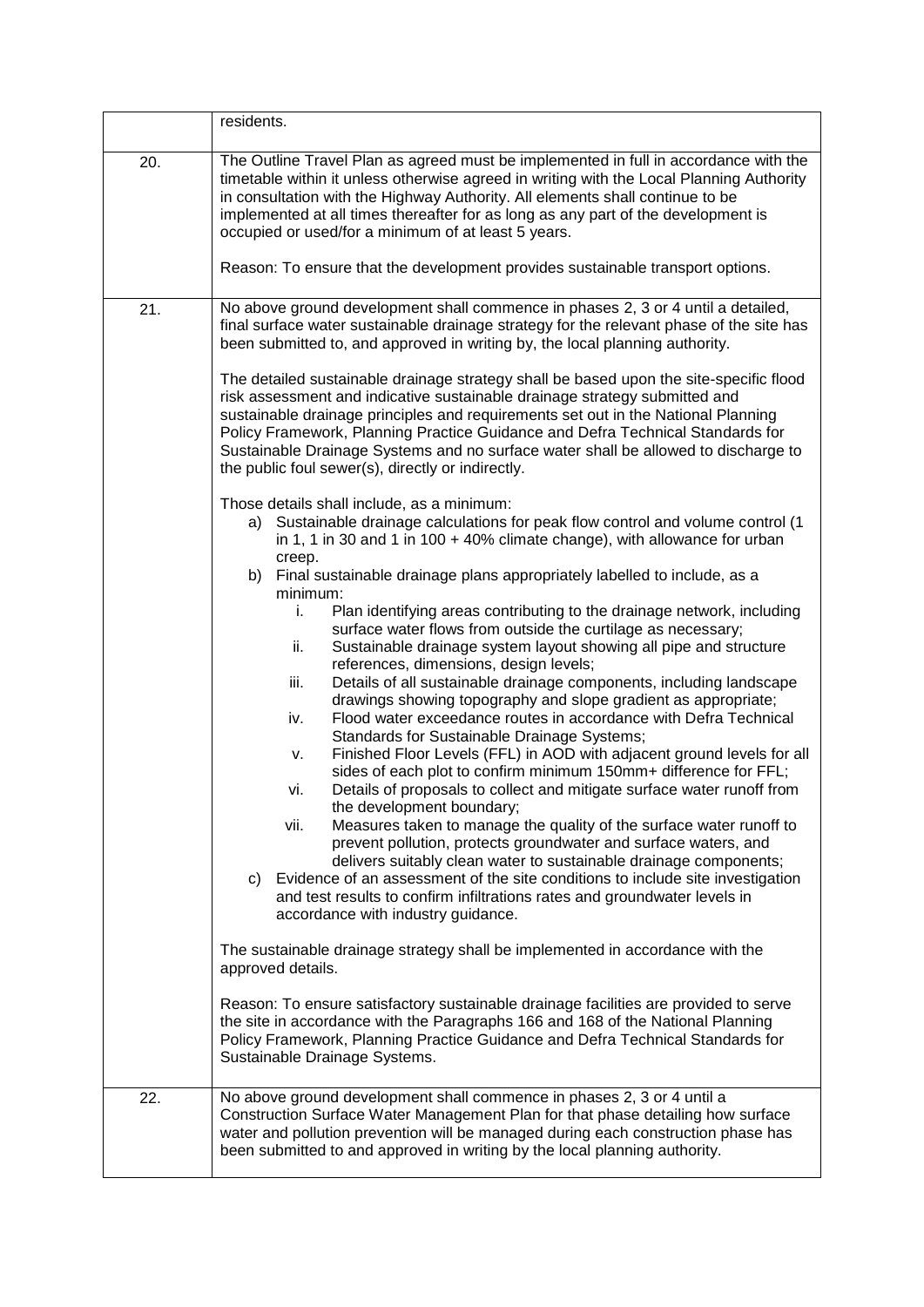| | |
|---|---|
| | residents. |
| 20. | The Outline Travel Plan as agreed must be implemented in full in accordance with the timetable within it unless otherwise agreed in writing with the Local Planning Authority in consultation with the Highway Authority. All elements shall continue to be implemented at all times thereafter for as long as any part of the development is occupied or used/for a minimum of at least 5 years.<br><br>Reason: To ensure that the development provides sustainable transport options. |
| 21. | No above ground development shall commence in phases 2, 3 or 4 until a detailed, final surface water sustainable drainage strategy for the relevant phase of the site has been submitted to, and approved in writing by, the local planning authority.<br><br>The detailed sustainable drainage strategy shall be based upon the site-specific flood risk assessment and indicative sustainable drainage strategy submitted and sustainable drainage principles and requirements set out in the National Planning Policy Framework, Planning Practice Guidance and Defra Technical Standards for Sustainable Drainage Systems and no surface water shall be allowed to discharge to the public foul sewer(s), directly or indirectly.<br><br>Those details shall include, as a minimum:<br>a) Sustainable drainage calculations for peak flow control and volume control (1 in 1, 1 in 30 and 1 in 100 + 40% climate change), with allowance for urban creep.<br>b) Final sustainable drainage plans appropriately labelled to include, as a minimum:<br>i. Plan identifying areas contributing to the drainage network, including surface water flows from outside the curtilage as necessary;<br>ii. Sustainable drainage system layout showing all pipe and structure references, dimensions, design levels;<br>iii. Details of all sustainable drainage components, including landscape drawings showing topography and slope gradient as appropriate;<br>iv. Flood water exceedance routes in accordance with Defra Technical Standards for Sustainable Drainage Systems;<br>v. Finished Floor Levels (FFL) in AOD with adjacent ground levels for all sides of each plot to confirm minimum 150mm+ difference for FFL;<br>vi. Details of proposals to collect and mitigate surface water runoff from the development boundary;<br>vii. Measures taken to manage the quality of the surface water runoff to prevent pollution, protects groundwater and surface waters, and delivers suitably clean water to sustainable drainage components;<br>c) Evidence of an assessment of the site conditions to include site investigation and test results to confirm infiltrations rates and groundwater levels in accordance with industry guidance.<br><br>The sustainable drainage strategy shall be implemented in accordance with the approved details.<br><br>Reason: To ensure satisfactory sustainable drainage facilities are provided to serve the site in accordance with the Paragraphs 166 and 168 of the National Planning Policy Framework, Planning Practice Guidance and Defra Technical Standards for Sustainable Drainage Systems. |
| 22. | No above ground development shall commence in phases 2, 3 or 4 until a Construction Surface Water Management Plan for that phase detailing how surface water and pollution prevention will be managed during each construction phase has been submitted to and approved in writing by the local planning authority. |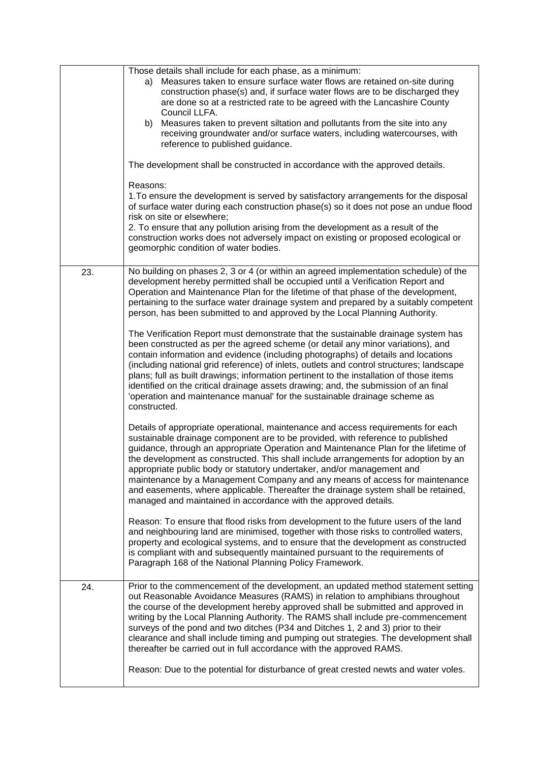|  |  |
| --- | --- |
|  | Those details shall include for each phase, as a minimum:<br>a) Measures taken to ensure surface water flows are retained on-site during construction phase(s) and, if surface water flows are to be discharged they are done so at a restricted rate to be agreed with the Lancashire County Council LLFA.<br>b) Measures taken to prevent siltation and pollutants from the site into any receiving groundwater and/or surface waters, including watercourses, with reference to published guidance.<br><br>The development shall be constructed in accordance with the approved details.<br><br>Reasons:<br>1.To ensure the development is served by satisfactory arrangements for the disposal of surface water during each construction phase(s) so it does not pose an undue flood risk on site or elsewhere;<br>2. To ensure that any pollution arising from the development as a result of the construction works does not adversely impact on existing or proposed ecological or geomorphic condition of water bodies. |
| 23. | No building on phases 2, 3 or 4 (or within an agreed implementation schedule) of the development hereby permitted shall be occupied until a Verification Report and Operation and Maintenance Plan for the lifetime of that phase of the development, pertaining to the surface water drainage system and prepared by a suitably competent person, has been submitted to and approved by the Local Planning Authority.<br><br>The Verification Report must demonstrate that the sustainable drainage system has been constructed as per the agreed scheme (or detail any minor variations), and contain information and evidence (including photographs) of details and locations (including national grid reference) of inlets, outlets and control structures; landscape plans; full as built drawings; information pertinent to the installation of those items identified on the critical drainage assets drawing; and, the submission of an final 'operation and maintenance manual' for the sustainable drainage scheme as constructed.<br><br>Details of appropriate operational, maintenance and access requirements for each sustainable drainage component are to be provided, with reference to published guidance, through an appropriate Operation and Maintenance Plan for the lifetime of the development as constructed. This shall include arrangements for adoption by an appropriate public body or statutory undertaker, and/or management and maintenance by a Management Company and any means of access for maintenance and easements, where applicable. Thereafter the drainage system shall be retained, managed and maintained in accordance with the approved details.<br><br>Reason: To ensure that flood risks from development to the future users of the land and neighbouring land are minimised, together with those risks to controlled waters, property and ecological systems, and to ensure that the development as constructed is compliant with and subsequently maintained pursuant to the requirements of Paragraph 168 of the National Planning Policy Framework. |
| 24. | Prior to the commencement of the development, an updated method statement setting out Reasonable Avoidance Measures (RAMS) in relation to amphibians throughout the course of the development hereby approved shall be submitted and approved in writing by the Local Planning Authority. The RAMS shall include pre-commencement surveys of the pond and two ditches (P34 and Ditches 1, 2 and 3) prior to their clearance and shall include timing and pumping out strategies. The development shall thereafter be carried out in full accordance with the approved RAMS.<br><br>Reason: Due to the potential for disturbance of great crested newts and water voles. |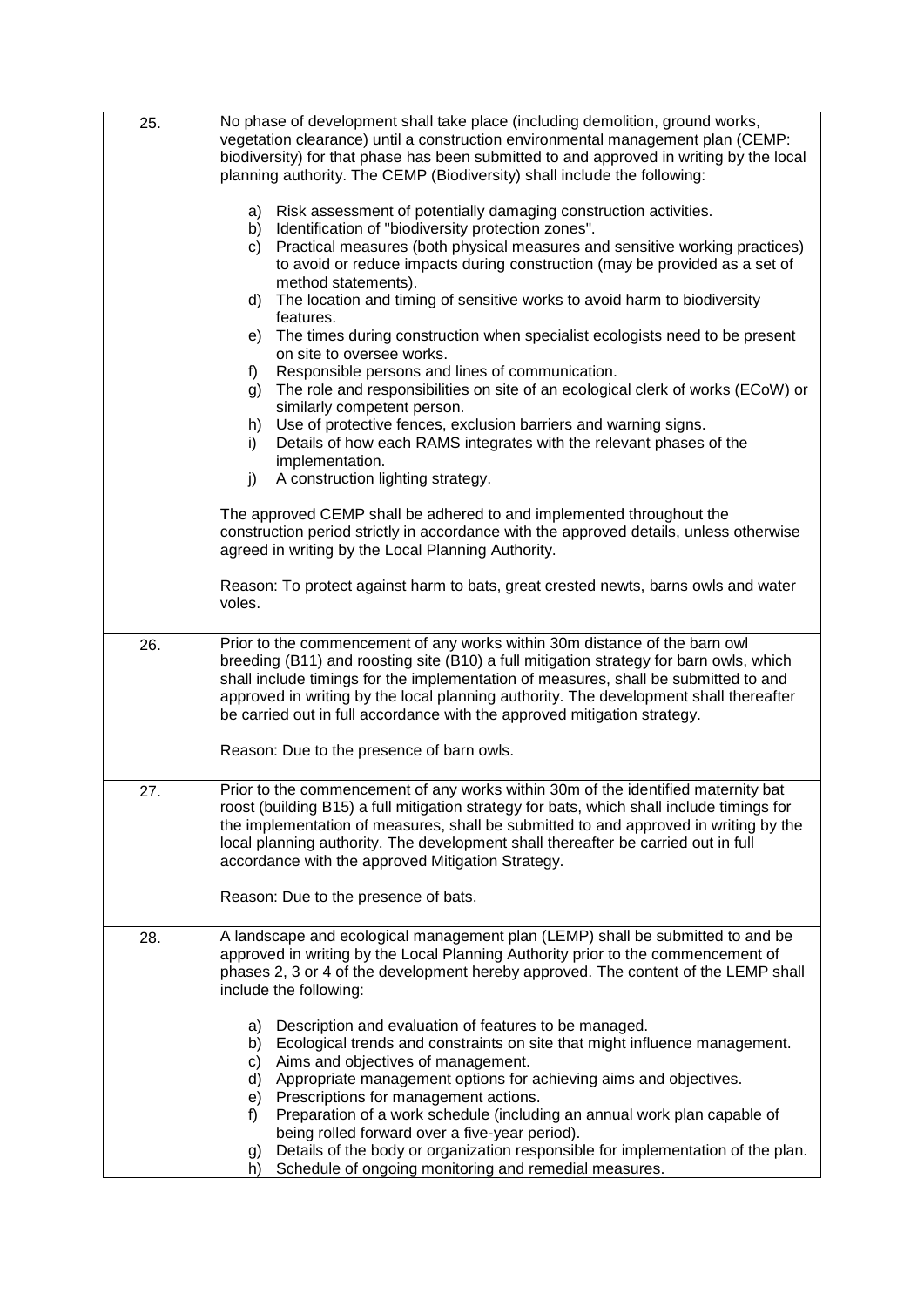| | |
|---|---|
| 25. | No phase of development shall take place (including demolition, ground works, vegetation clearance) until a construction environmental management plan (CEMP: biodiversity) for that phase has been submitted to and approved in writing by the local planning authority. The CEMP (Biodiversity) shall include the following:<br><br>a) Risk assessment of potentially damaging construction activities.<br>b) Identification of "biodiversity protection zones".<br>c) Practical measures (both physical measures and sensitive working practices) to avoid or reduce impacts during construction (may be provided as a set of method statements).<br>d) The location and timing of sensitive works to avoid harm to biodiversity features.<br>e) The times during construction when specialist ecologists need to be present on site to oversee works.<br>f) Responsible persons and lines of communication.<br>g) The role and responsibilities on site of an ecological clerk of works (ECoW) or similarly competent person.<br>h) Use of protective fences, exclusion barriers and warning signs.<br>i) Details of how each RAMS integrates with the relevant phases of the implementation.<br>j) A construction lighting strategy.<br><br>The approved CEMP shall be adhered to and implemented throughout the construction period strictly in accordance with the approved details, unless otherwise agreed in writing by the Local Planning Authority.<br><br>Reason: To protect against harm to bats, great crested newts, barns owls and water voles. |
| 26. | Prior to the commencement of any works within 30m distance of the barn owl breeding (B11) and roosting site (B10) a full mitigation strategy for barn owls, which shall include timings for the implementation of measures, shall be submitted to and approved in writing by the local planning authority. The development shall thereafter be carried out in full accordance with the approved mitigation strategy.<br><br>Reason: Due to the presence of barn owls. |
| 27. | Prior to the commencement of any works within 30m of the identified maternity bat roost (building B15) a full mitigation strategy for bats, which shall include timings for the implementation of measures, shall be submitted to and approved in writing by the local planning authority. The development shall thereafter be carried out in full accordance with the approved Mitigation Strategy.<br><br>Reason: Due to the presence of bats. |
| 28. | A landscape and ecological management plan (LEMP) shall be submitted to and be approved in writing by the Local Planning Authority prior to the commencement of phases 2, 3 or 4 of the development hereby approved. The content of the LEMP shall include the following:<br><br>a) Description and evaluation of features to be managed.<br>b) Ecological trends and constraints on site that might influence management.<br>c) Aims and objectives of management.<br>d) Appropriate management options for achieving aims and objectives.<br>e) Prescriptions for management actions.<br>f) Preparation of a work schedule (including an annual work plan capable of being rolled forward over a five-year period).<br>g) Details of the body or organization responsible for implementation of the plan.<br>h) Schedule of ongoing monitoring and remedial measures. |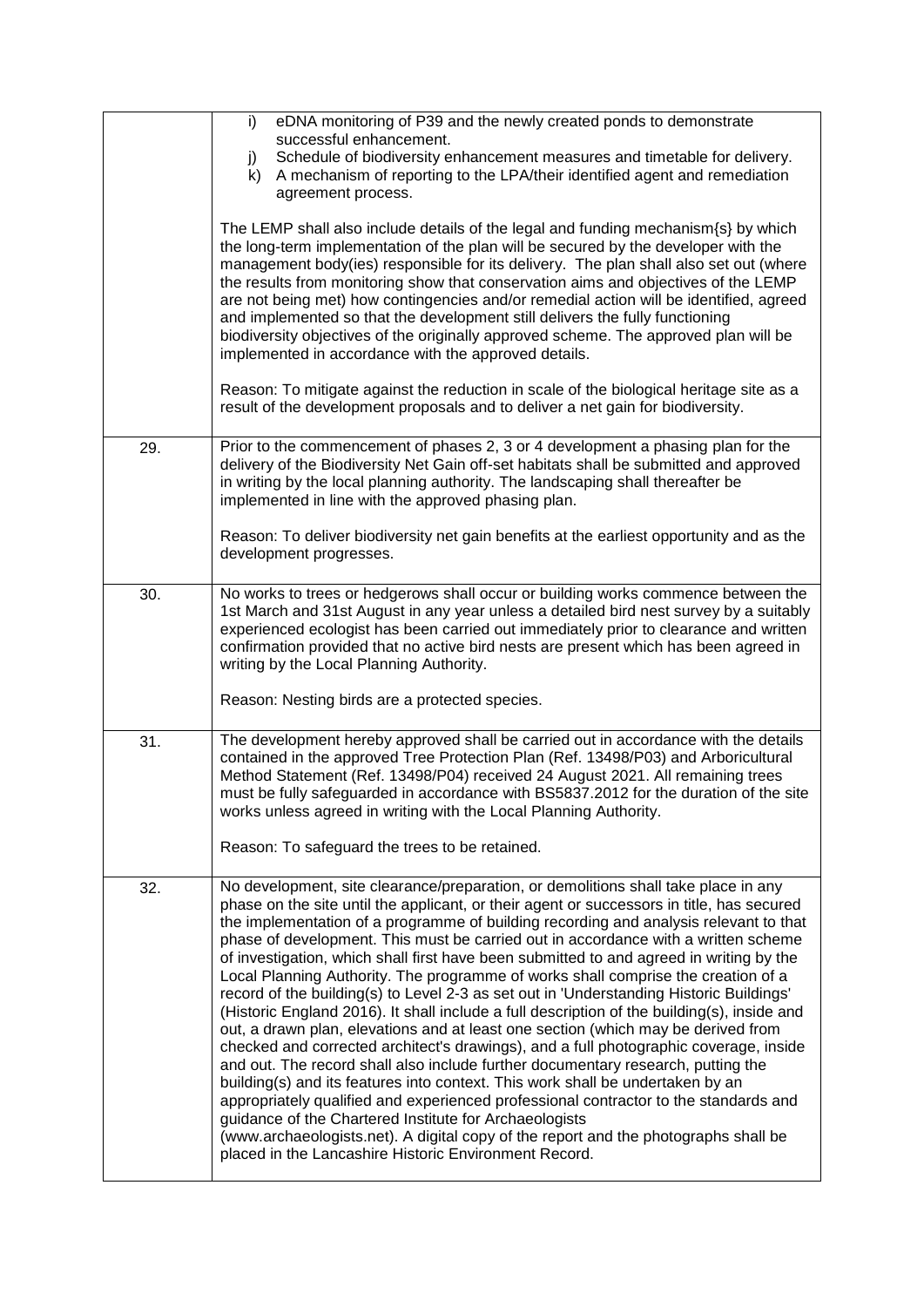| | |
|---|---|
| | i) eDNA monitoring of P39 and the newly created ponds to demonstrate successful enhancement.<br>j) Schedule of biodiversity enhancement measures and timetable for delivery.<br>k) A mechanism of reporting to the LPA/their identified agent and remediation agreement process.<br><br>The LEMP shall also include details of the legal and funding mechanism{s} by which the long-term implementation of the plan will be secured by the developer with the management body(ies) responsible for its delivery. The plan shall also set out (where the results from monitoring show that conservation aims and objectives of the LEMP are not being met) how contingencies and/or remedial action will be identified, agreed and implemented so that the development still delivers the fully functioning biodiversity objectives of the originally approved scheme. The approved plan will be implemented in accordance with the approved details.<br><br>Reason: To mitigate against the reduction in scale of the biological heritage site as a result of the development proposals and to deliver a net gain for biodiversity. |
| 29. | Prior to the commencement of phases 2, 3 or 4 development a phasing plan for the delivery of the Biodiversity Net Gain off-set habitats shall be submitted and approved in writing by the local planning authority. The landscaping shall thereafter be implemented in line with the approved phasing plan.<br><br>Reason: To deliver biodiversity net gain benefits at the earliest opportunity and as the development progresses. |
| 30. | No works to trees or hedgerows shall occur or building works commence between the 1st March and 31st August in any year unless a detailed bird nest survey by a suitably experienced ecologist has been carried out immediately prior to clearance and written confirmation provided that no active bird nests are present which has been agreed in writing by the Local Planning Authority.<br><br>Reason: Nesting birds are a protected species. |
| 31. | The development hereby approved shall be carried out in accordance with the details contained in the approved Tree Protection Plan (Ref. 13498/P03) and Arboricultural Method Statement (Ref. 13498/P04) received 24 August 2021. All remaining trees must be fully safeguarded in accordance with BS5837.2012 for the duration of the site works unless agreed in writing with the Local Planning Authority.<br><br>Reason: To safeguard the trees to be retained. |
| 32. | No development, site clearance/preparation, or demolitions shall take place in any phase on the site until the applicant, or their agent or successors in title, has secured the implementation of a programme of building recording and analysis relevant to that phase of development. This must be carried out in accordance with a written scheme of investigation, which shall first have been submitted to and agreed in writing by the Local Planning Authority. The programme of works shall comprise the creation of a record of the building(s) to Level 2-3 as set out in 'Understanding Historic Buildings' (Historic England 2016). It shall include a full description of the building(s), inside and out, a drawn plan, elevations and at least one section (which may be derived from checked and corrected architect's drawings), and a full photographic coverage, inside and out. The record shall also include further documentary research, putting the building(s) and its features into context. This work shall be undertaken by an appropriately qualified and experienced professional contractor to the standards and guidance of the Chartered Institute for Archaeologists (www.archaeologists.net). A digital copy of the report and the photographs shall be placed in the Lancashire Historic Environment Record. |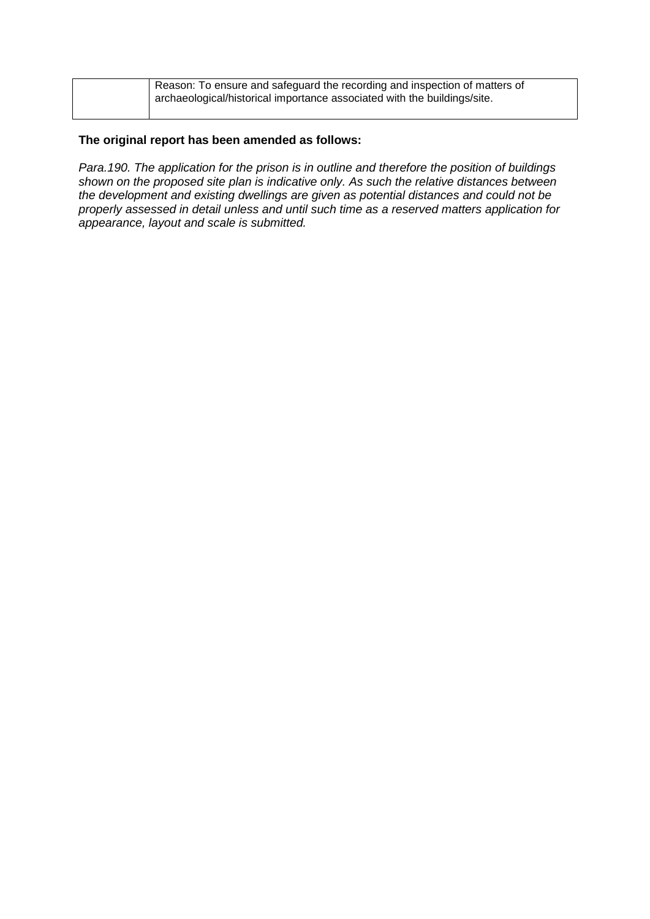| | |
|---|---|
| | Reason: To ensure and safeguard the recording and inspection of matters of archaeological/historical importance associated with the buildings/site. |

**The original report has been amended as follows:**

*Para.190. The application for the prison is in outline and therefore the position of buildings shown on the proposed site plan is indicative only. As such the relative distances between the development and existing dwellings are given as potential distances and could not be properly assessed in detail unless and until such time as a reserved matters application for appearance, layout and scale is submitted.*